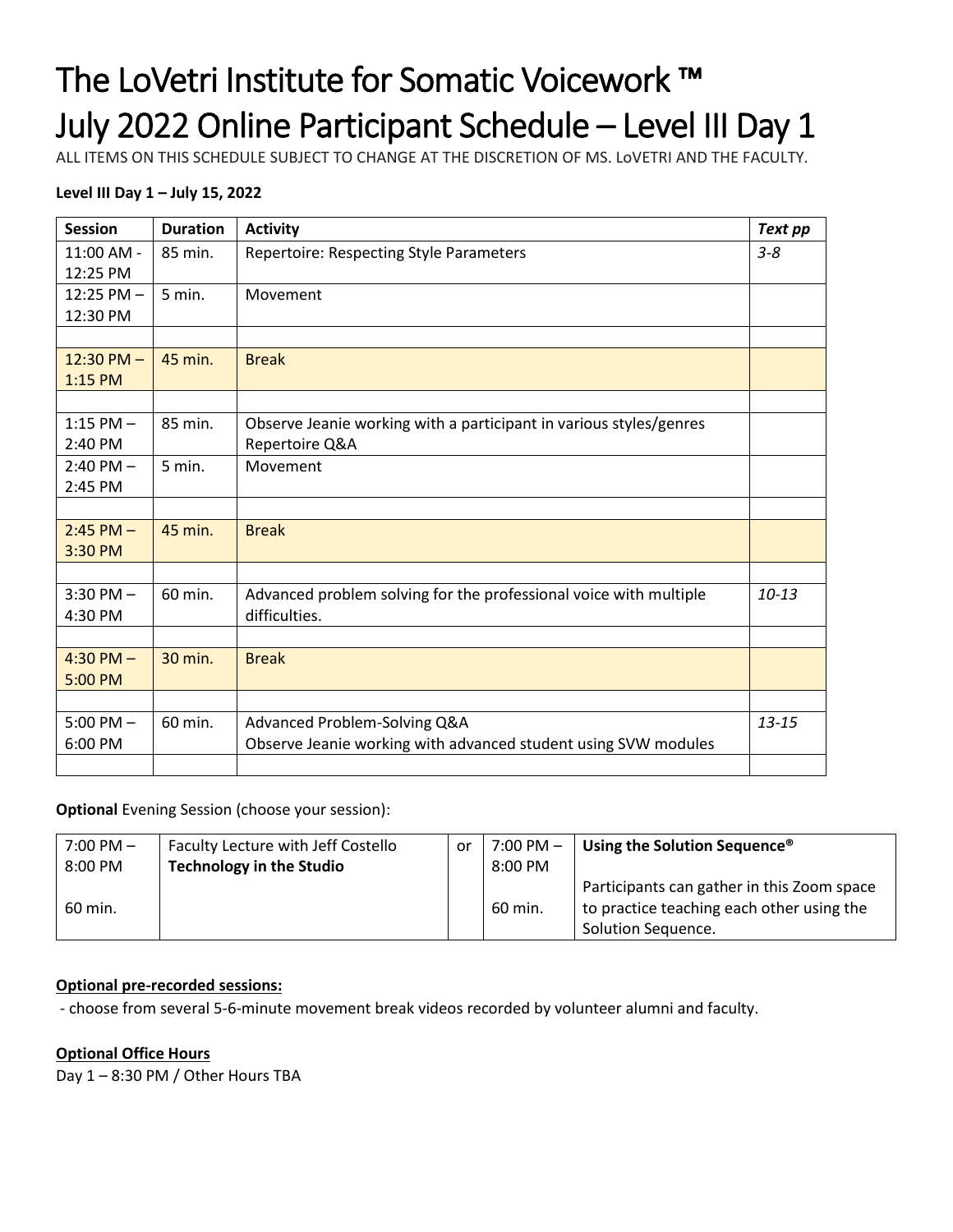# The LoVetri Institute for Somatic Voicework ™
# July 2022 Online Participant Schedule – Level III Day 1

ALL ITEMS ON THIS SCHEDULE SUBJECT TO CHANGE AT THE DISCRETION OF MS. LoVETRI AND THE FACULTY.

**Level III Day 1 – July 15, 2022**

| **Session** | **Duration** | **Activity** | ***Text pp*** |
|---|---|---|---|
| 11:00 AM - 12:25 PM | 85 min. | Repertoire: Respecting Style Parameters | *3-8* |
| 12:25 PM – 12:30 PM | 5 min. | Movement | |
| | | | |
| 12:30 PM – 1:15 PM | 45 min. | Break | |
| | | | |
| 1:15 PM – 2:40 PM | 85 min. | Observe Jeanie working with a participant in various styles/genres<br>Repertoire Q&A | |
| 2:40 PM – 2:45 PM | 5 min. | Movement | |
| | | | |
| 2:45 PM – 3:30 PM | 45 min. | Break | |
| | | | |
| 3:30 PM – 4:30 PM | 60 min. | Advanced problem solving for the professional voice with multiple difficulties. | *10-13* |
| | | | |
| 4:30 PM – 5:00 PM | 30 min. | Break | |
| | | | |
| 5:00 PM – 6:00 PM | 60 min. | Advanced Problem-Solving Q&A<br>Observe Jeanie working with advanced student using SVW modules | *13-15* |
| | | | |

**Optional** Evening Session (choose your session):

| | | | | |
|---|---|---|---|---|
| 7:00 PM – 8:00 PM<br><br>60 min. | Faculty Lecture with Jeff Costello<br>**Technology in the Studio** | or | 7:00 PM – 8:00 PM<br><br>60 min. | **Using the Solution Sequence®**<br><br>Participants can gather in this Zoom space to practice teaching each other using the Solution Sequence. |

**Optional pre-recorded sessions:**

- choose from several 5-6-minute movement break videos recorded by volunteer alumni and faculty.

**Optional Office Hours**

Day 1 – 8:30 PM / Other Hours TBA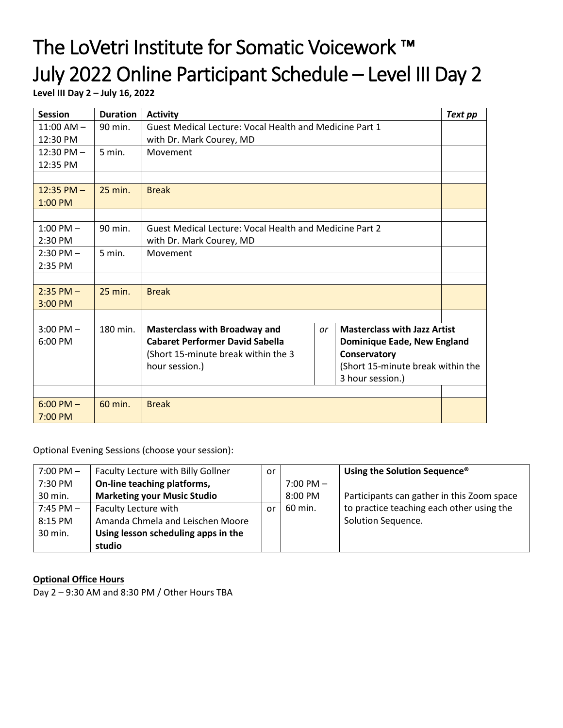# The LoVetri Institute for Somatic Voicework ™
# July 2022 Online Participant Schedule – Level III Day 2

**Level III Day 2 – July 16, 2022**

| Session | Duration | Activity | | | *Text pp* |
|---|---|---|---|---|---|
| 11:00 AM – 12:30 PM | 90 min. | Guest Medical Lecture: Vocal Health and Medicine Part 1 with Dr. Mark Courey, MD | | | |
| 12:30 PM – 12:35 PM | 5 min. | Movement | | | |
| | | | | | |
| 12:35 PM – 1:00 PM | 25 min. | Break | | | |
| | | | | | |
| 1:00 PM – 2:30 PM | 90 min. | Guest Medical Lecture: Vocal Health and Medicine Part 2 with Dr. Mark Courey, MD | | | |
| 2:30 PM – 2:35 PM | 5 min. | Movement | | | |
| | | | | | |
| 2:35 PM – 3:00 PM | 25 min. | Break | | | |
| | | | | | |
| 3:00 PM – 6:00 PM | 180 min. | **Masterclass with Broadway and Cabaret Performer David Sabella** (Short 15-minute break within the 3 hour session.) | *or* | **Masterclass with Jazz Artist Dominique Eade, New England Conservatory** (Short 15-minute break within the 3 hour session.) | |
| | | | | | |
| 6:00 PM – 7:00 PM | 60 min. | Break | | | |

Optional Evening Sessions (choose your session):

| Session | Activity | | Session | Activity |
|---|---|---|---|---|
| 7:00 PM – 7:30 PM 30 min. | Faculty Lecture with Billy Gollner **On-line teaching platforms, Marketing your Music Studio** | or | 7:00 PM – 8:00 PM 60 min. | **Using the Solution Sequence®** Participants can gather in this Zoom space to practice teaching each other using the Solution Sequence. |
| 7:45 PM – 8:15 PM 30 min. | Faculty Lecture with Amanda Chmela and Leischen Moore **Using lesson scheduling apps in the studio** | or | | |

**Optional Office Hours**

Day 2 – 9:30 AM and 8:30 PM / Other Hours TBA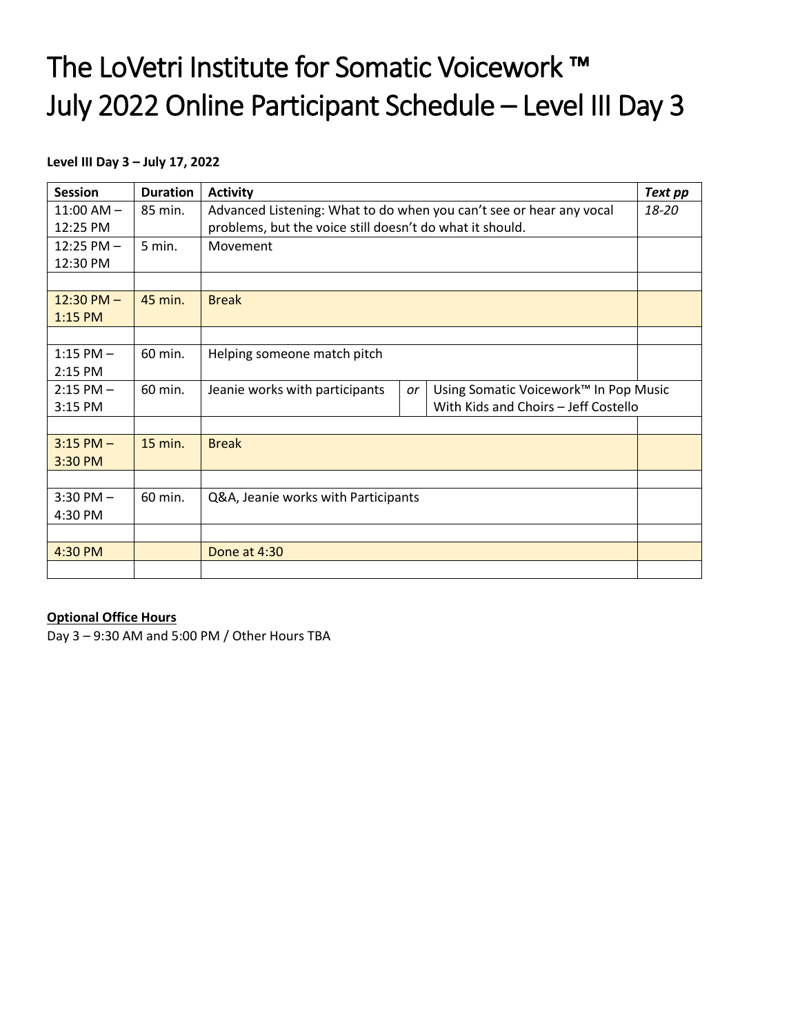# The LoVetri Institute for Somatic Voicework ™
# July 2022 Online Participant Schedule – Level III Day 3

**Level III Day 3 – July 17, 2022**

| **Session** | **Duration** | **Activity** | | | ***Text pp*** |
|---|---|---|---|---|---|
| 11:00 AM – 12:25 PM | 85 min. | Advanced Listening: What to do when you can't see or hear any vocal problems, but the voice still doesn't do what it should. | | | *18-20* |
| 12:25 PM – 12:30 PM | 5 min. | Movement | | | |
| | | | | | |
| 12:30 PM – 1:15 PM | 45 min. | Break | | | |
| | | | | | |
| 1:15 PM – 2:15 PM | 60 min. | Helping someone match pitch | | | |
| 2:15 PM – 3:15 PM | 60 min. | Jeanie works with participants | *or* | Using Somatic Voicework™ In Pop Music With Kids and Choirs – Jeff Costello | |
| | | | | | |
| 3:15 PM – 3:30 PM | 15 min. | Break | | | |
| | | | | | |
| 3:30 PM – 4:30 PM | 60 min. | Q&A, Jeanie works with Participants | | | |
| | | | | | |
| 4:30 PM | | Done at 4:30 | | | |
| | | | | | |

**Optional Office Hours**

Day 3 – 9:30 AM and 5:00 PM / Other Hours TBA